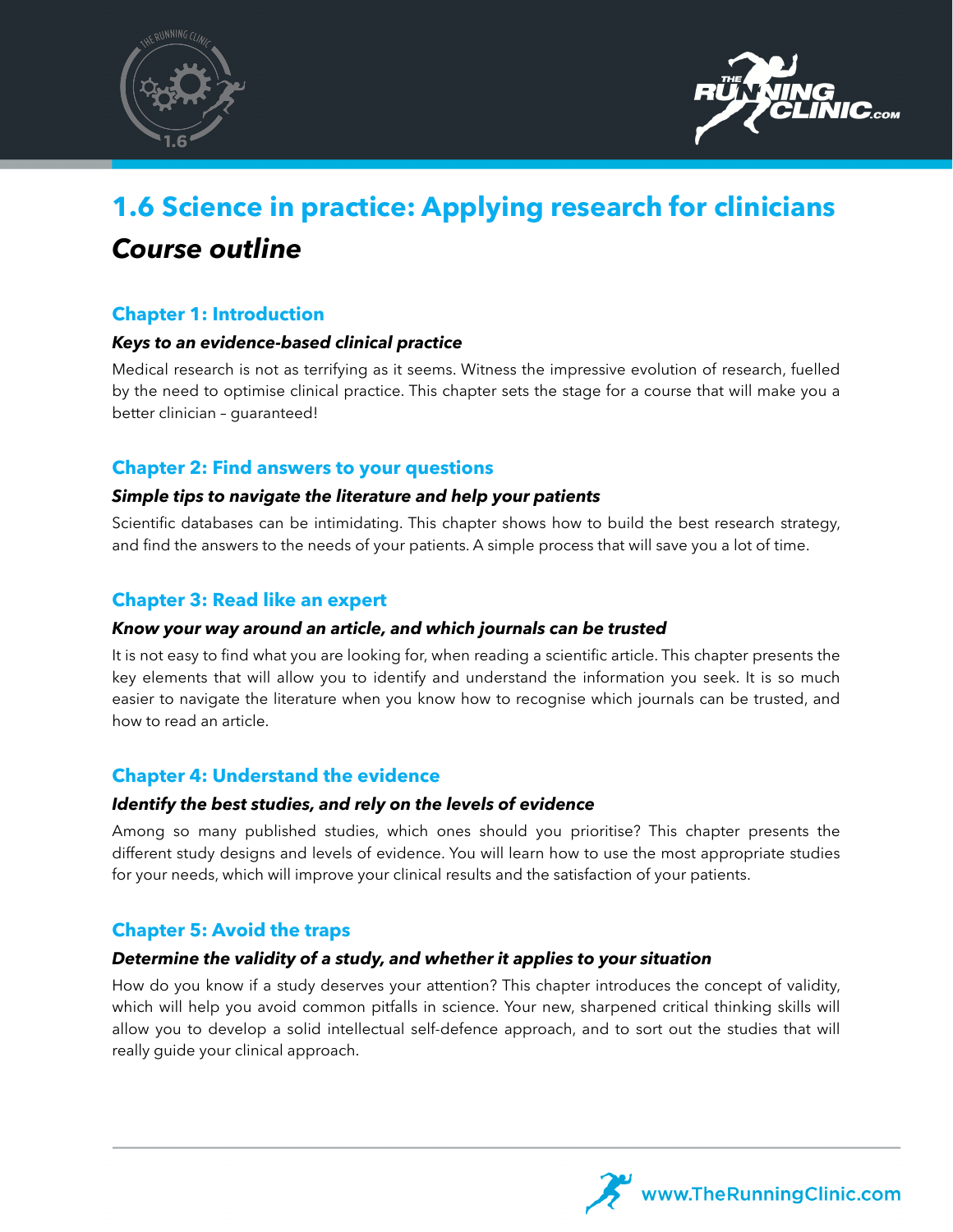# 1.6 Science in practice: Applying research for clinicians

## *Course outline*

### Chapter 1: Introduction

***Keys to an evidence-based clinical practice***

Medical research is not as terrifying as it seems. Witness the impressive evolution of research, fuelled by the need to optimise clinical practice. This chapter sets the stage for a course that will make you a better clinician – guaranteed!

### Chapter 2: Find answers to your questions

***Simple tips to navigate the literature and help your patients***

Scientific databases can be intimidating. This chapter shows how to build the best research strategy, and find the answers to the needs of your patients. A simple process that will save you a lot of time.

### Chapter 3: Read like an expert

***Know your way around an article, and which journals can be trusted***

It is not easy to find what you are looking for, when reading a scientific article. This chapter presents the key elements that will allow you to identify and understand the information you seek. It is so much easier to navigate the literature when you know how to recognise which journals can be trusted, and how to read an article.

### Chapter 4: Understand the evidence

***Identify the best studies, and rely on the levels of evidence***

Among so many published studies, which ones should you prioritise? This chapter presents the different study designs and levels of evidence. You will learn how to use the most appropriate studies for your needs, which will improve your clinical results and the satisfaction of your patients.

### Chapter 5: Avoid the traps

***Determine the validity of a study, and whether it applies to your situation***

How do you know if a study deserves your attention? This chapter introduces the concept of validity, which will help you avoid common pitfalls in science. Your new, sharpened critical thinking skills will allow you to develop a solid intellectual self-defence approach, and to sort out the studies that will really guide your clinical approach.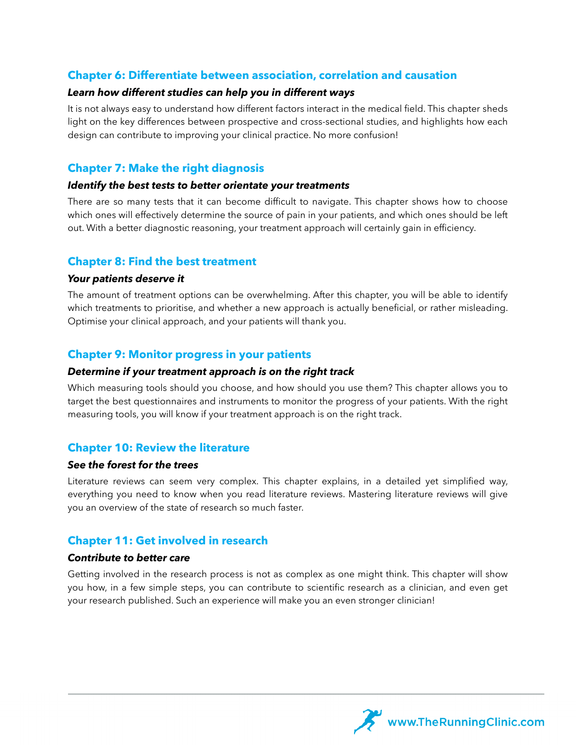## Chapter 6: Differentiate between association, correlation and causation

***Learn how different studies can help you in different ways***

It is not always easy to understand how different factors interact in the medical field. This chapter sheds light on the key differences between prospective and cross-sectional studies, and highlights how each design can contribute to improving your clinical practice. No more confusion!

## Chapter 7: Make the right diagnosis

***Identify the best tests to better orientate your treatments***

There are so many tests that it can become difficult to navigate. This chapter shows how to choose which ones will effectively determine the source of pain in your patients, and which ones should be left out. With a better diagnostic reasoning, your treatment approach will certainly gain in efficiency.

## Chapter 8: Find the best treatment

***Your patients deserve it***

The amount of treatment options can be overwhelming. After this chapter, you will be able to identify which treatments to prioritise, and whether a new approach is actually beneficial, or rather misleading. Optimise your clinical approach, and your patients will thank you.

## Chapter 9: Monitor progress in your patients

***Determine if your treatment approach is on the right track***

Which measuring tools should you choose, and how should you use them? This chapter allows you to target the best questionnaires and instruments to monitor the progress of your patients. With the right measuring tools, you will know if your treatment approach is on the right track.

## Chapter 10: Review the literature

***See the forest for the trees***

Literature reviews can seem very complex. This chapter explains, in a detailed yet simplified way, everything you need to know when you read literature reviews. Mastering literature reviews will give you an overview of the state of research so much faster.

## Chapter 11: Get involved in research

***Contribute to better care***

Getting involved in the research process is not as complex as one might think. This chapter will show you how, in a few simple steps, you can contribute to scientific research as a clinician, and even get your research published. Such an experience will make you an even stronger clinician!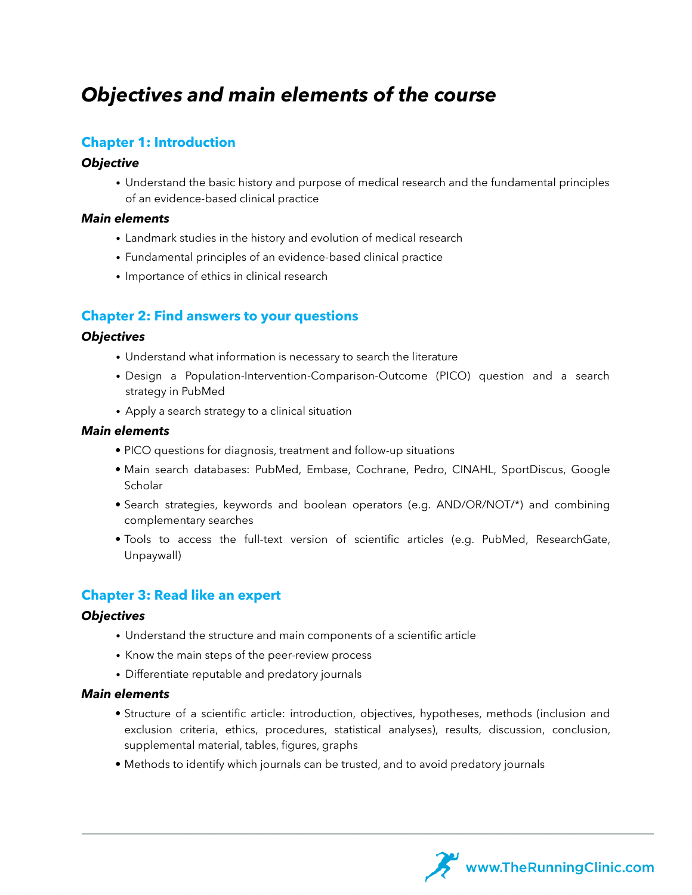# *Objectives and main elements of the course*

## Chapter 1: Introduction

### *Objective*

- Understand the basic history and purpose of medical research and the fundamental principles of an evidence-based clinical practice

### *Main elements*

- Landmark studies in the history and evolution of medical research
- Fundamental principles of an evidence-based clinical practice
- Importance of ethics in clinical research

## Chapter 2: Find answers to your questions

### *Objectives*

- Understand what information is necessary to search the literature
- Design a Population-Intervention-Comparison-Outcome (PICO) question and a search strategy in PubMed
- Apply a search strategy to a clinical situation

### *Main elements*

- PICO questions for diagnosis, treatment and follow-up situations
- Main search databases: PubMed, Embase, Cochrane, Pedro, CINAHL, SportDiscus, Google Scholar
- Search strategies, keywords and boolean operators (e.g. AND/OR/NOT/*) and combining complementary searches
- Tools to access the full-text version of scientific articles (e.g. PubMed, ResearchGate, Unpaywall)

## Chapter 3: Read like an expert

### *Objectives*

- Understand the structure and main components of a scientific article
- Know the main steps of the peer-review process
- Differentiate reputable and predatory journals

### *Main elements*

- Structure of a scientific article: introduction, objectives, hypotheses, methods (inclusion and exclusion criteria, ethics, procedures, statistical analyses), results, discussion, conclusion, supplemental material, tables, figures, graphs
- Methods to identify which journals can be trusted, and to avoid predatory journals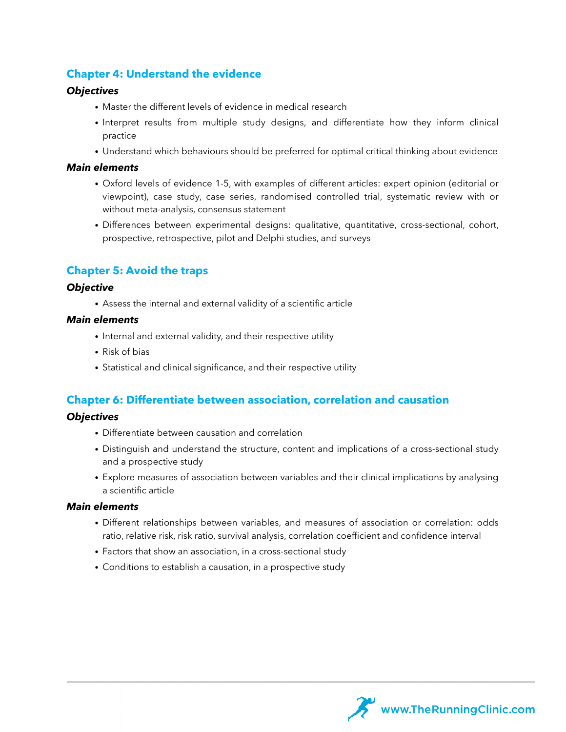## Chapter 4: Understand the evidence

***Objectives***

- Master the different levels of evidence in medical research
- Interpret results from multiple study designs, and differentiate how they inform clinical practice
- Understand which behaviours should be preferred for optimal critical thinking about evidence

***Main elements***

- Oxford levels of evidence 1-5, with examples of different articles: expert opinion (editorial or viewpoint), case study, case series, randomised controlled trial, systematic review with or without meta-analysis, consensus statement
- Differences between experimental designs: qualitative, quantitative, cross-sectional, cohort, prospective, retrospective, pilot and Delphi studies, and surveys

## Chapter 5: Avoid the traps

***Objective***

- Assess the internal and external validity of a scientific article

***Main elements***

- Internal and external validity, and their respective utility
- Risk of bias
- Statistical and clinical significance, and their respective utility

## Chapter 6: Differentiate between association, correlation and causation

***Objectives***

- Differentiate between causation and correlation
- Distinguish and understand the structure, content and implications of a cross-sectional study and a prospective study
- Explore measures of association between variables and their clinical implications by analysing a scientific article

***Main elements***

- Different relationships between variables, and measures of association or correlation: odds ratio, relative risk, risk ratio, survival analysis, correlation coefficient and confidence interval
- Factors that show an association, in a cross-sectional study
- Conditions to establish a causation, in a prospective study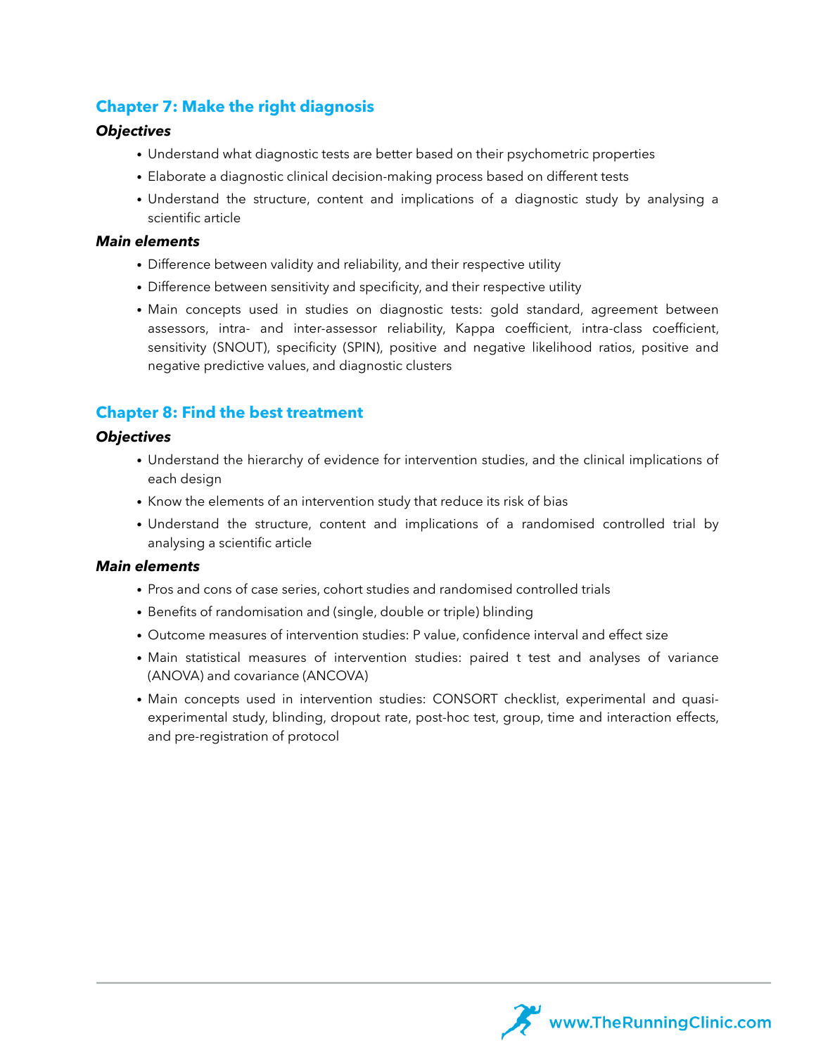## Chapter 7: Make the right diagnosis

### *Objectives*

- Understand what diagnostic tests are better based on their psychometric properties
- Elaborate a diagnostic clinical decision-making process based on different tests
- Understand the structure, content and implications of a diagnostic study by analysing a scientific article

### *Main elements*

- Difference between validity and reliability, and their respective utility
- Difference between sensitivity and specificity, and their respective utility
- Main concepts used in studies on diagnostic tests: gold standard, agreement between assessors, intra- and inter-assessor reliability, Kappa coefficient, intra-class coefficient, sensitivity (SNOUT), specificity (SPIN), positive and negative likelihood ratios, positive and negative predictive values, and diagnostic clusters

## Chapter 8: Find the best treatment

### *Objectives*

- Understand the hierarchy of evidence for intervention studies, and the clinical implications of each design
- Know the elements of an intervention study that reduce its risk of bias
- Understand the structure, content and implications of a randomised controlled trial by analysing a scientific article

### *Main elements*

- Pros and cons of case series, cohort studies and randomised controlled trials
- Benefits of randomisation and (single, double or triple) blinding
- Outcome measures of intervention studies: P value, confidence interval and effect size
- Main statistical measures of intervention studies: paired t test and analyses of variance (ANOVA) and covariance (ANCOVA)
- Main concepts used in intervention studies: CONSORT checklist, experimental and quasi-experimental study, blinding, dropout rate, post-hoc test, group, time and interaction effects, and pre-registration of protocol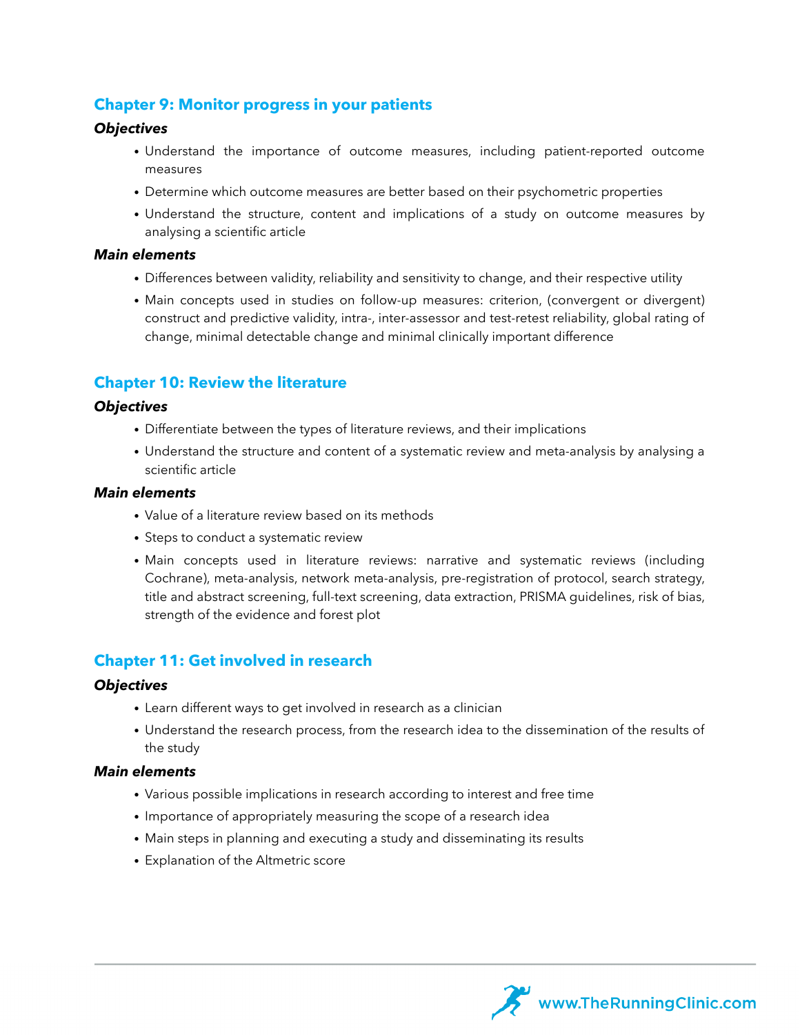## Chapter 9: Monitor progress in your patients

***Objectives***

- Understand the importance of outcome measures, including patient-reported outcome measures
- Determine which outcome measures are better based on their psychometric properties
- Understand the structure, content and implications of a study on outcome measures by analysing a scientific article

***Main elements***

- Differences between validity, reliability and sensitivity to change, and their respective utility
- Main concepts used in studies on follow-up measures: criterion, (convergent or divergent) construct and predictive validity, intra-, inter-assessor and test-retest reliability, global rating of change, minimal detectable change and minimal clinically important difference

## Chapter 10: Review the literature

***Objectives***

- Differentiate between the types of literature reviews, and their implications
- Understand the structure and content of a systematic review and meta-analysis by analysing a scientific article

***Main elements***

- Value of a literature review based on its methods
- Steps to conduct a systematic review
- Main concepts used in literature reviews: narrative and systematic reviews (including Cochrane), meta-analysis, network meta-analysis, pre-registration of protocol, search strategy, title and abstract screening, full-text screening, data extraction, PRISMA guidelines, risk of bias, strength of the evidence and forest plot

## Chapter 11: Get involved in research

***Objectives***

- Learn different ways to get involved in research as a clinician
- Understand the research process, from the research idea to the dissemination of the results of the study

***Main elements***

- Various possible implications in research according to interest and free time
- Importance of appropriately measuring the scope of a research idea
- Main steps in planning and executing a study and disseminating its results
- Explanation of the Altmetric score